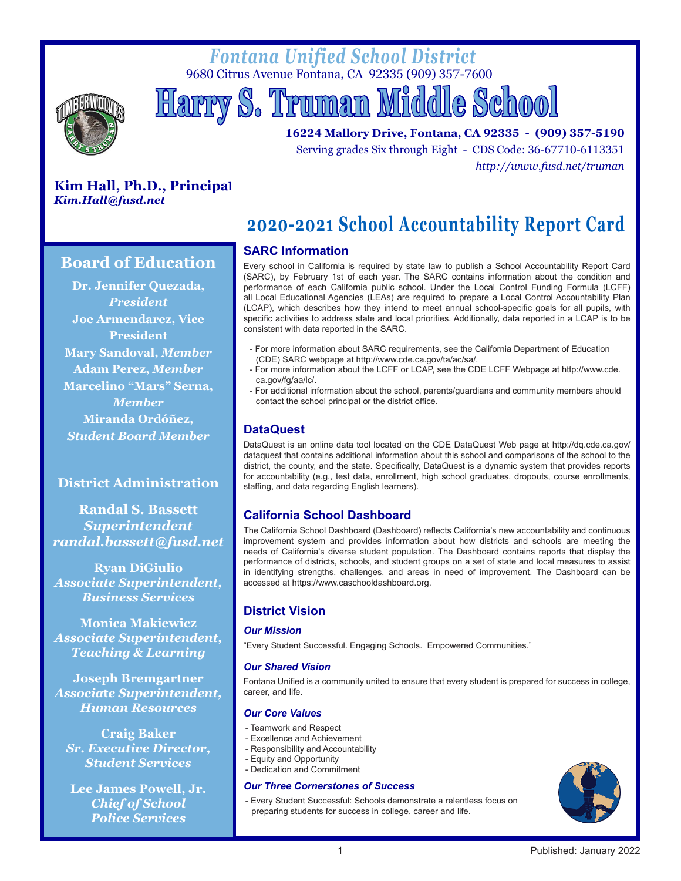# Fontana Unified School District

9680 Citrus Avenue Fontana, CA 92335 (909) 357-7600

# Harry S. Truman Middle School

**16224 Mallory Drive, Fontana, CA 92335 - (909) 357-5190**

Serving grades Six through Eight - CDS Code: 36-67710-6113351

*http://www.fusd.net/truman*

**Kim Hall, Ph.D., Principal**
***Kim.Hall@fusd.net***

## 2020-2021 School Accountability Report Card

### Board of Education

**Dr. Jennifer Quezada,** ***President***
**Joe Armendarez, Vice President**
**Mary Sandoval,** ***Member***
**Adam Perez,** ***Member***
**Marcelino "Mars" Serna,** ***Member***
**Miranda Ordóñez,** ***Student Board Member***

### District Administration

**Randal S. Bassett**
***Superintendent***
***randal.bassett@fusd.net***

**Ryan DiGiulio**
***Associate Superintendent, Business Services***

**Monica Makiewicz**
***Associate Superintendent, Teaching & Learning***

**Joseph Bremgartner**
***Associate Superintendent, Human Resources***

**Craig Baker**
***Sr. Executive Director, Student Services***

**Lee James Powell, Jr.**
***Chief of School Police Services***

### SARC Information

Every school in California is required by state law to publish a School Accountability Report Card (SARC), by February 1st of each year. The SARC contains information about the condition and performance of each California public school. Under the Local Control Funding Formula (LCFF) all Local Educational Agencies (LEAs) are required to prepare a Local Control Accountability Plan (LCAP), which describes how they intend to meet annual school-specific goals for all pupils, with specific activities to address state and local priorities. Additionally, data reported in a LCAP is to be consistent with data reported in the SARC.

- For more information about SARC requirements, see the California Department of Education (CDE) SARC webpage at http://www.cde.ca.gov/ta/ac/sa/.
- For more information about the LCFF or LCAP, see the CDE LCFF Webpage at http://www.cde.ca.gov/fg/aa/lc/.
- For additional information about the school, parents/guardians and community members should contact the school principal or the district office.

### DataQuest

DataQuest is an online data tool located on the CDE DataQuest Web page at http://dq.cde.ca.gov/dataquest that contains additional information about this school and comparisons of the school to the district, the county, and the state. Specifically, DataQuest is a dynamic system that provides reports for accountability (e.g., test data, enrollment, high school graduates, dropouts, course enrollments, staffing, and data regarding English learners).

### California School Dashboard

The California School Dashboard (Dashboard) reflects California's new accountability and continuous improvement system and provides information about how districts and schools are meeting the needs of California's diverse student population. The Dashboard contains reports that display the performance of districts, schools, and student groups on a set of state and local measures to assist in identifying strengths, challenges, and areas in need of improvement. The Dashboard can be accessed at https://www.caschooldashboard.org.

### District Vision

#### *Our Mission*

"Every Student Successful. Engaging Schools. Empowered Communities."

#### *Our Shared Vision*

Fontana Unified is a community united to ensure that every student is prepared for success in college, career, and life.

#### *Our Core Values*

- Teamwork and Respect
- Excellence and Achievement
- Responsibility and Accountability
- Equity and Opportunity
- Dedication and Commitment

#### *Our Three Cornerstones of Success*

- Every Student Successful: Schools demonstrate a relentless focus on preparing students for success in college, career and life.

Published: January 2022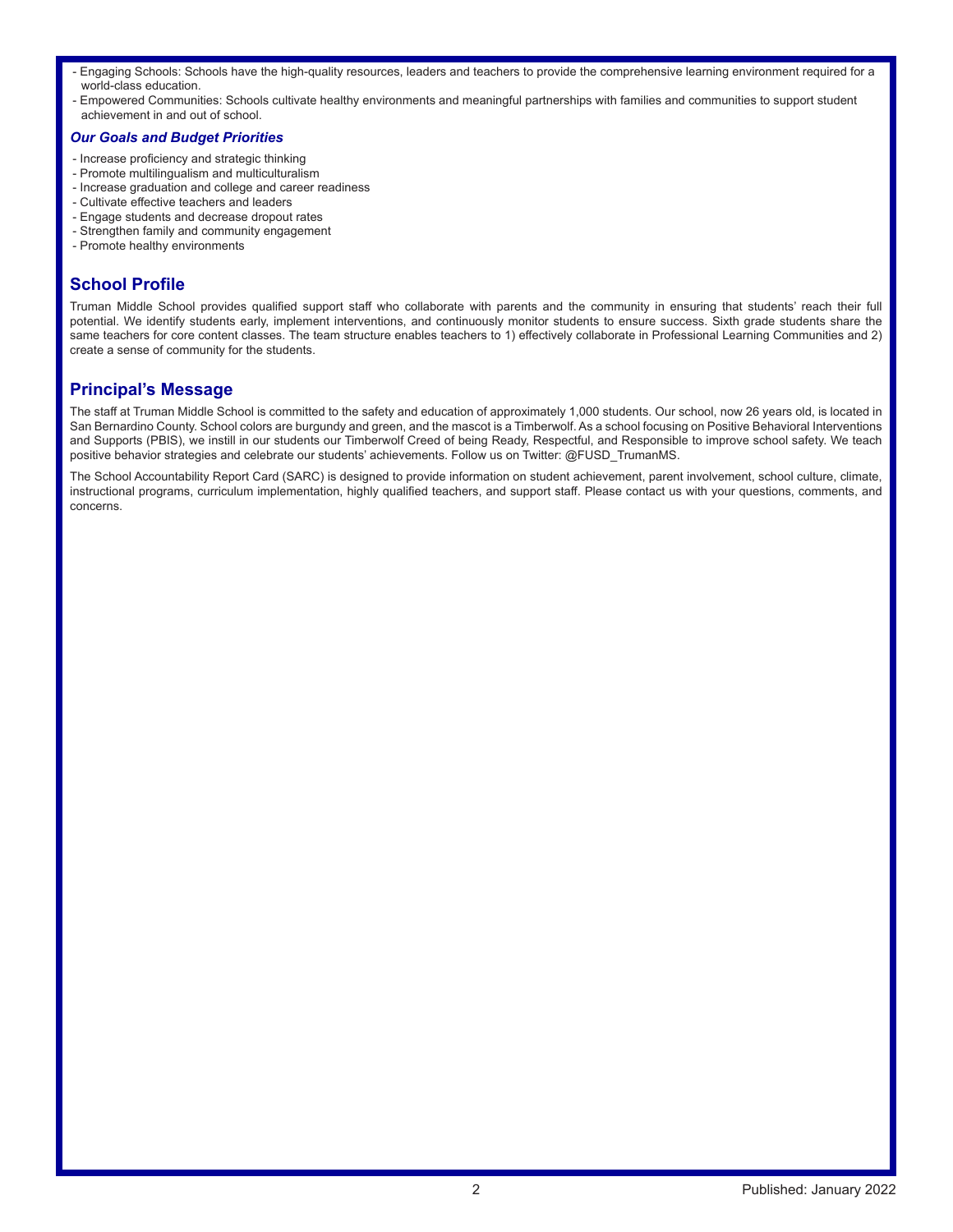- Engaging Schools: Schools have the high-quality resources, leaders and teachers to provide the comprehensive learning environment required for a world-class education.
- Empowered Communities: Schools cultivate healthy environments and meaningful partnerships with families and communities to support student achievement in and out of school.

### *Our Goals and Budget Priorities*

- Increase proficiency and strategic thinking
- Promote multilingualism and multiculturalism
- Increase graduation and college and career readiness
- Cultivate effective teachers and leaders
- Engage students and decrease dropout rates
- Strengthen family and community engagement
- Promote healthy environments

## School Profile

Truman Middle School provides qualified support staff who collaborate with parents and the community in ensuring that students' reach their full potential. We identify students early, implement interventions, and continuously monitor students to ensure success. Sixth grade students share the same teachers for core content classes. The team structure enables teachers to 1) effectively collaborate in Professional Learning Communities and 2) create a sense of community for the students.

## Principal's Message

The staff at Truman Middle School is committed to the safety and education of approximately 1,000 students. Our school, now 26 years old, is located in San Bernardino County. School colors are burgundy and green, and the mascot is a Timberwolf. As a school focusing on Positive Behavioral Interventions and Supports (PBIS), we instill in our students our Timberwolf Creed of being Ready, Respectful, and Responsible to improve school safety. We teach positive behavior strategies and celebrate our students' achievements. Follow us on Twitter: @FUSD_TrumanMS.

The School Accountability Report Card (SARC) is designed to provide information on student achievement, parent involvement, school culture, climate, instructional programs, curriculum implementation, highly qualified teachers, and support staff. Please contact us with your questions, comments, and concerns.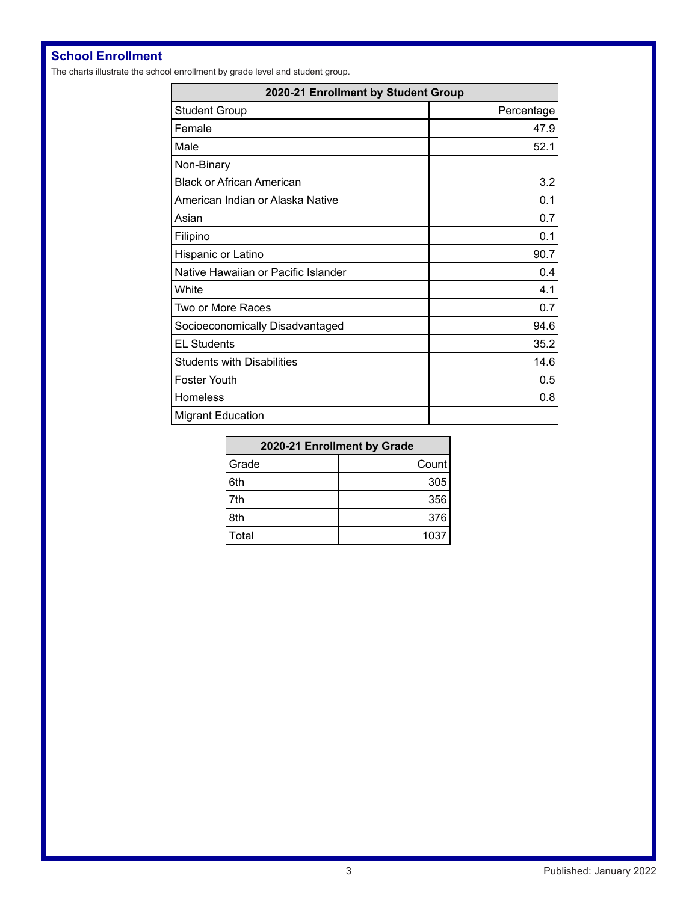## School Enrollment

The charts illustrate the school enrollment by grade level and student group.

| 2020-21 Enrollment by Student Group | |
|---|---|
| Student Group | Percentage |
| Female | 47.9 |
| Male | 52.1 |
| Non-Binary | |
| Black or African American | 3.2 |
| American Indian or Alaska Native | 0.1 |
| Asian | 0.7 |
| Filipino | 0.1 |
| Hispanic or Latino | 90.7 |
| Native Hawaiian or Pacific Islander | 0.4 |
| White | 4.1 |
| Two or More Races | 0.7 |
| Socioeconomically Disadvantaged | 94.6 |
| EL Students | 35.2 |
| Students with Disabilities | 14.6 |
| Foster Youth | 0.5 |
| Homeless | 0.8 |
| Migrant Education | |

| 2020-21 Enrollment by Grade | |
|---|---|
| Grade | Count |
| 6th | 305 |
| 7th | 356 |
| 8th | 376 |
| Total | 1037 |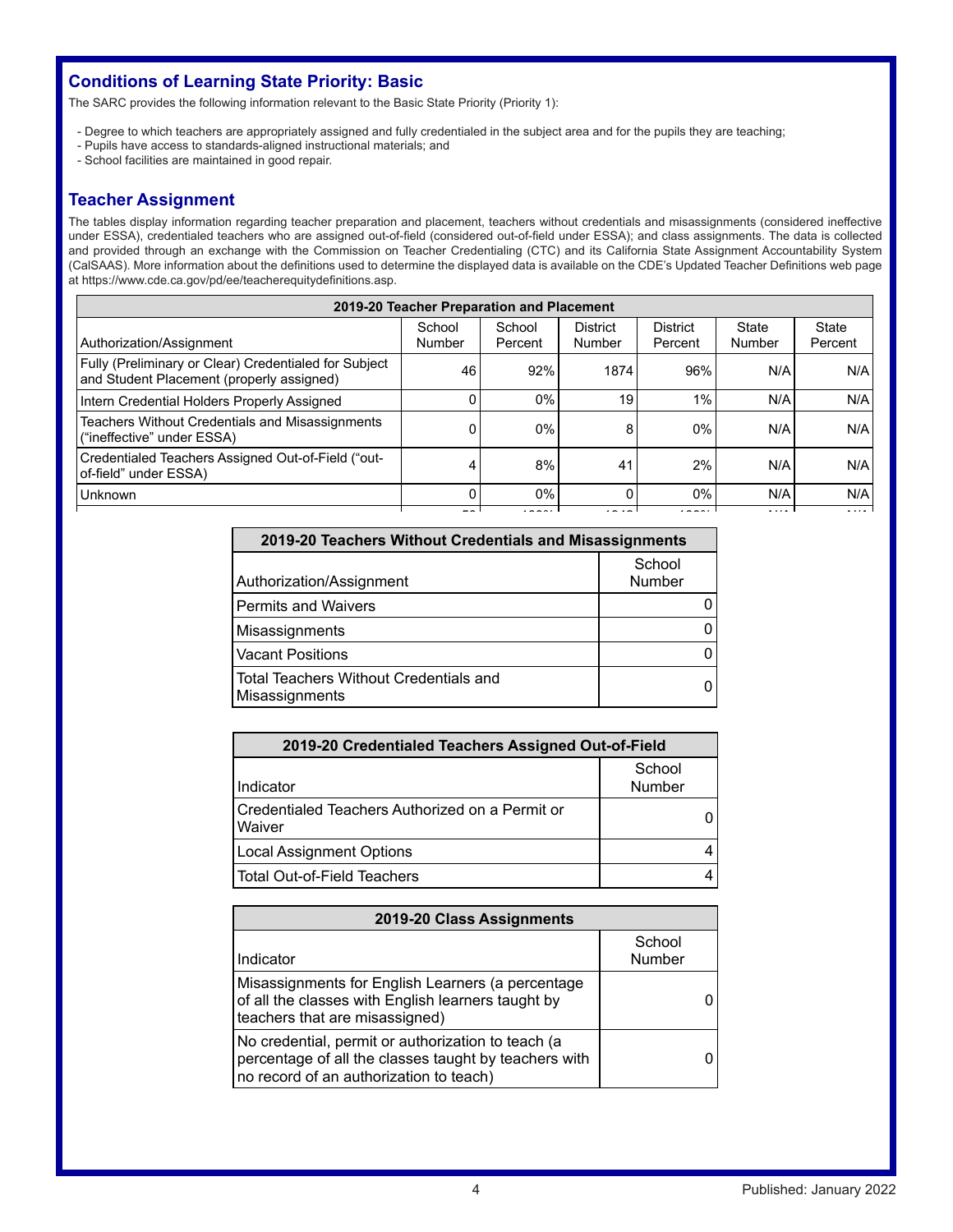## Conditions of Learning State Priority: Basic

The SARC provides the following information relevant to the Basic State Priority (Priority 1):

- Degree to which teachers are appropriately assigned and fully credentialed in the subject area and for the pupils they are teaching;
- Pupils have access to standards-aligned instructional materials; and
- School facilities are maintained in good repair.

## Teacher Assignment

The tables display information regarding teacher preparation and placement, teachers without credentials and misassignments (considered ineffective under ESSA), credentialed teachers who are assigned out-of-field (considered out-of-field under ESSA); and class assignments. The data is collected and provided through an exchange with the Commission on Teacher Credentialing (CTC) and its California State Assignment Accountability System (CalSAAS). More information about the definitions used to determine the displayed data is available on the CDE's Updated Teacher Definitions web page at https://www.cde.ca.gov/pd/ee/teacherequitydefinitions.asp.

| 2019-20 Teacher Preparation and Placement | | | | | | |
|---|---|---|---|---|---|---|
| Authorization/Assignment | School Number | School Percent | District Number | District Percent | State Number | State Percent |
| Fully (Preliminary or Clear) Credentialed for Subject and Student Placement (properly assigned) | 46 | 92% | 1874 | 96% | N/A | N/A |
| Intern Credential Holders Properly Assigned | 0 | 0% | 19 | 1% | N/A | N/A |
| Teachers Without Credentials and Misassignments ("ineffective" under ESSA) | 0 | 0% | 8 | 0% | N/A | N/A |
| Credentialed Teachers Assigned Out-of-Field ("out-of-field" under ESSA) | 4 | 8% | 41 | 2% | N/A | N/A |
| Unknown | 0 | 0% | 0 | 0% | N/A | N/A |

| 2019-20 Teachers Without Credentials and Misassignments | |
|---|---|
| Authorization/Assignment | School Number |
| Permits and Waivers | 0 |
| Misassignments | 0 |
| Vacant Positions | 0 |
| Total Teachers Without Credentials and Misassignments | 0 |

| 2019-20 Credentialed Teachers Assigned Out-of-Field | |
|---|---|
| Indicator | School Number |
| Credentialed Teachers Authorized on a Permit or Waiver | 0 |
| Local Assignment Options | 4 |
| Total Out-of-Field Teachers | 4 |

| 2019-20 Class Assignments | |
|---|---|
| Indicator | School Number |
| Misassignments for English Learners (a percentage of all the classes with English learners taught by teachers that are misassigned) | 0 |
| No credential, permit or authorization to teach (a percentage of all the classes taught by teachers with no record of an authorization to teach) | 0 |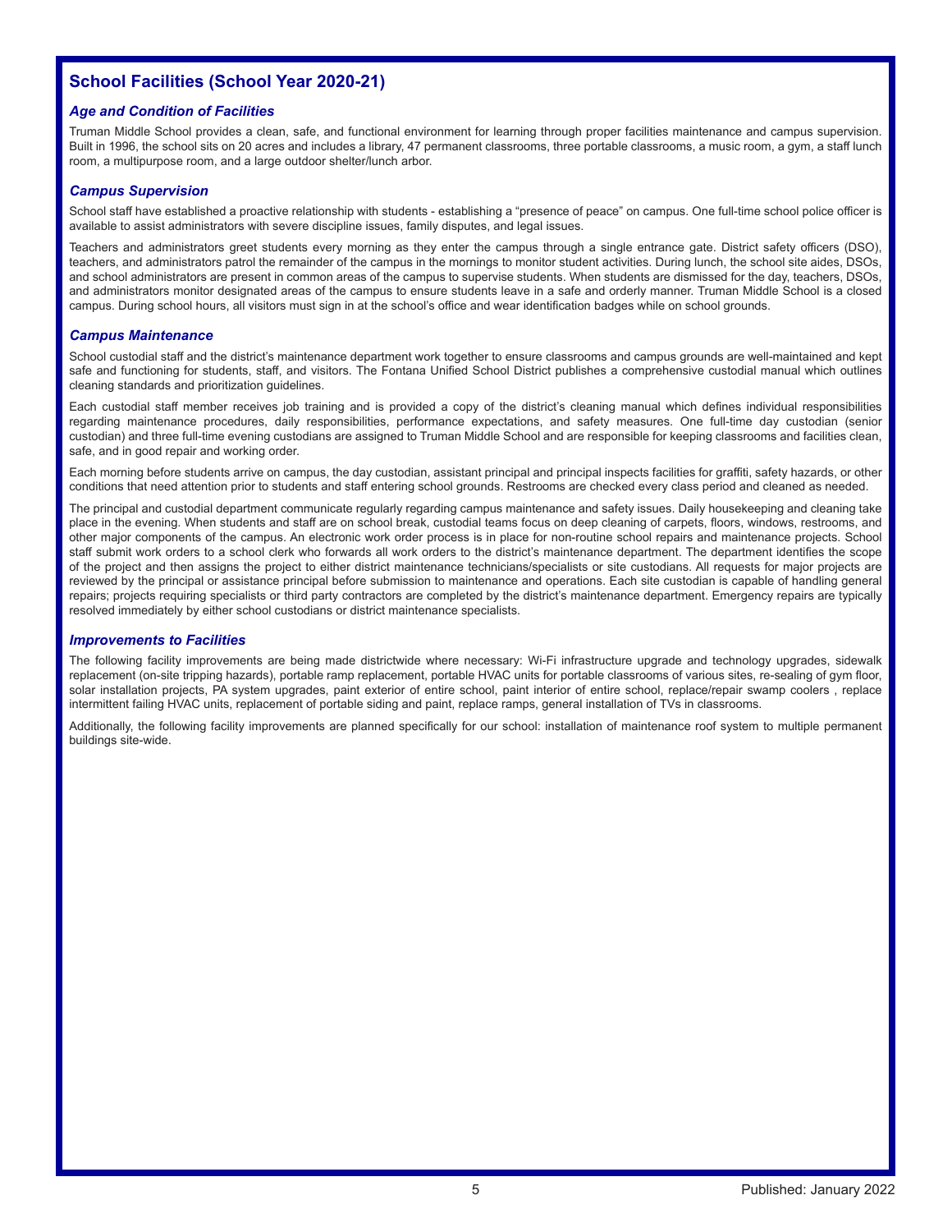## School Facilities (School Year 2020-21)

### *Age and Condition of Facilities*

Truman Middle School provides a clean, safe, and functional environment for learning through proper facilities maintenance and campus supervision. Built in 1996, the school sits on 20 acres and includes a library, 47 permanent classrooms, three portable classrooms, a music room, a gym, a staff lunch room, a multipurpose room, and a large outdoor shelter/lunch arbor.

### *Campus Supervision*

School staff have established a proactive relationship with students - establishing a "presence of peace" on campus. One full-time school police officer is available to assist administrators with severe discipline issues, family disputes, and legal issues.

Teachers and administrators greet students every morning as they enter the campus through a single entrance gate. District safety officers (DSO), teachers, and administrators patrol the remainder of the campus in the mornings to monitor student activities. During lunch, the school site aides, DSOs, and school administrators are present in common areas of the campus to supervise students. When students are dismissed for the day, teachers, DSOs, and administrators monitor designated areas of the campus to ensure students leave in a safe and orderly manner. Truman Middle School is a closed campus. During school hours, all visitors must sign in at the school's office and wear identification badges while on school grounds.

### *Campus Maintenance*

School custodial staff and the district's maintenance department work together to ensure classrooms and campus grounds are well-maintained and kept safe and functioning for students, staff, and visitors. The Fontana Unified School District publishes a comprehensive custodial manual which outlines cleaning standards and prioritization guidelines.

Each custodial staff member receives job training and is provided a copy of the district's cleaning manual which defines individual responsibilities regarding maintenance procedures, daily responsibilities, performance expectations, and safety measures. One full-time day custodian (senior custodian) and three full-time evening custodians are assigned to Truman Middle School and are responsible for keeping classrooms and facilities clean, safe, and in good repair and working order.

Each morning before students arrive on campus, the day custodian, assistant principal and principal inspects facilities for graffiti, safety hazards, or other conditions that need attention prior to students and staff entering school grounds. Restrooms are checked every class period and cleaned as needed.

The principal and custodial department communicate regularly regarding campus maintenance and safety issues. Daily housekeeping and cleaning take place in the evening. When students and staff are on school break, custodial teams focus on deep cleaning of carpets, floors, windows, restrooms, and other major components of the campus. An electronic work order process is in place for non-routine school repairs and maintenance projects. School staff submit work orders to a school clerk who forwards all work orders to the district's maintenance department. The department identifies the scope of the project and then assigns the project to either district maintenance technicians/specialists or site custodians. All requests for major projects are reviewed by the principal or assistance principal before submission to maintenance and operations. Each site custodian is capable of handling general repairs; projects requiring specialists or third party contractors are completed by the district's maintenance department. Emergency repairs are typically resolved immediately by either school custodians or district maintenance specialists.

### *Improvements to Facilities*

The following facility improvements are being made districtwide where necessary: Wi-Fi infrastructure upgrade and technology upgrades, sidewalk replacement (on-site tripping hazards), portable ramp replacement, portable HVAC units for portable classrooms of various sites, re-sealing of gym floor, solar installation projects, PA system upgrades, paint exterior of entire school, paint interior of entire school, replace/repair swamp coolers , replace intermittent failing HVAC units, replacement of portable siding and paint, replace ramps, general installation of TVs in classrooms.

Additionally, the following facility improvements are planned specifically for our school: installation of maintenance roof system to multiple permanent buildings site-wide.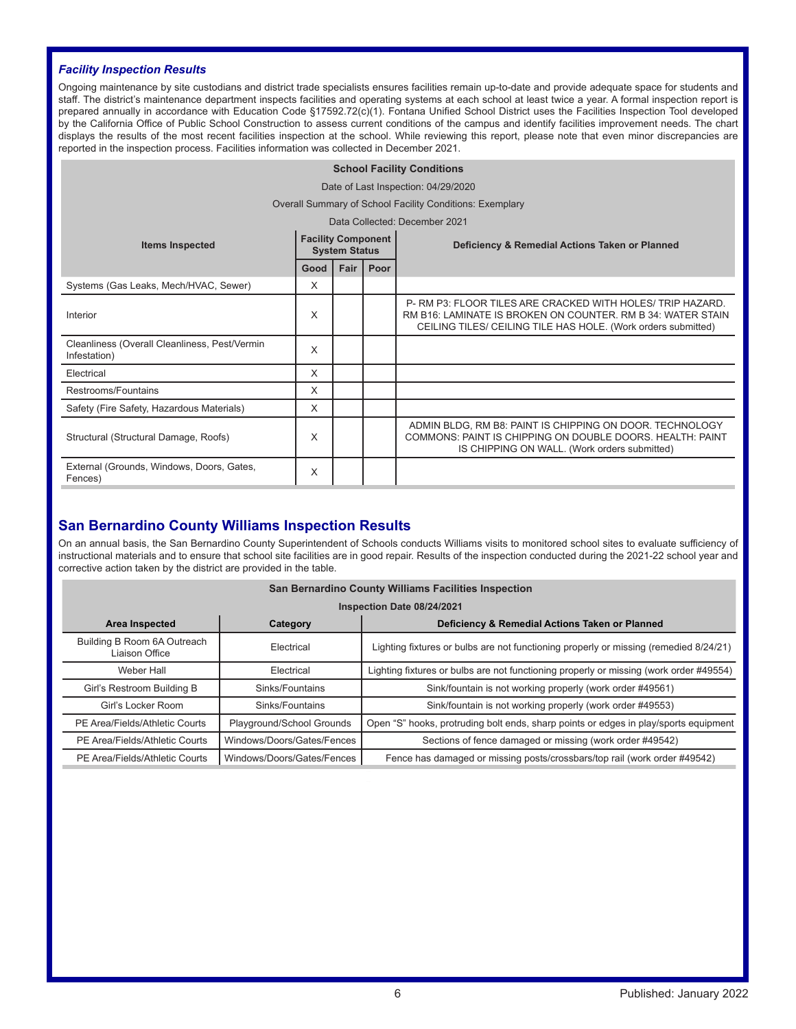### *Facility Inspection Results*

Ongoing maintenance by site custodians and district trade specialists ensures facilities remain up-to-date and provide adequate space for students and staff. The district's maintenance department inspects facilities and operating systems at each school at least twice a year. A formal inspection report is prepared annually in accordance with Education Code §17592.72(c)(1). Fontana Unified School District uses the Facilities Inspection Tool developed by the California Office of Public School Construction to assess current conditions of the campus and identify facilities improvement needs. The chart displays the results of the most recent facilities inspection at the school. While reviewing this report, please note that even minor discrepancies are reported in the inspection process. Facilities information was collected in December 2021.

**School Facility Conditions**

Date of Last Inspection: 04/29/2020

Overall Summary of School Facility Conditions: Exemplary

Data Collected: December 2021

| Items Inspected | Facility Component System Status | | | Deficiency & Remedial Actions Taken or Planned |
|---|---|---|---|---|
| | Good | Fair | Poor | |
| Systems (Gas Leaks, Mech/HVAC, Sewer) | X | | | |
| Interior | X | | | P- RM P3: FLOOR TILES ARE CRACKED WITH HOLES/ TRIP HAZARD. RM B16: LAMINATE IS BROKEN ON COUNTER. RM B 34: WATER STAIN CEILING TILES/ CEILING TILE HAS HOLE. (Work orders submitted) |
| Cleanliness (Overall Cleanliness, Pest/Vermin Infestation) | X | | | |
| Electrical | X | | | |
| Restrooms/Fountains | X | | | |
| Safety (Fire Safety, Hazardous Materials) | X | | | |
| Structural (Structural Damage, Roofs) | X | | | ADMIN BLDG, RM B8: PAINT IS CHIPPING ON DOOR. TECHNOLOGY COMMONS: PAINT IS CHIPPING ON DOUBLE DOORS. HEALTH: PAINT IS CHIPPING ON WALL. (Work orders submitted) |
| External (Grounds, Windows, Doors, Gates, Fences) | X | | | |

## San Bernardino County Williams Inspection Results

On an annual basis, the San Bernardino County Superintendent of Schools conducts Williams visits to monitored school sites to evaluate sufficiency of instructional materials and to ensure that school site facilities are in good repair. Results of the inspection conducted during the 2021-22 school year and corrective action taken by the district are provided in the table.

**San Bernardino County Williams Facilities Inspection**

Inspection Date 08/24/2021

| Area Inspected | Category | Deficiency & Remedial Actions Taken or Planned |
|---|---|---|
| Building B Room 6A Outreach Liaison Office | Electrical | Lighting fixtures or bulbs are not functioning properly or missing (remedied 8/24/21) |
| Weber Hall | Electrical | Lighting fixtures or bulbs are not functioning properly or missing (work order #49554) |
| Girl's Restroom Building B | Sinks/Fountains | Sink/fountain is not working properly (work order #49561) |
| Girl's Locker Room | Sinks/Fountains | Sink/fountain is not working properly (work order #49553) |
| PE Area/Fields/Athletic Courts | Playground/School Grounds | Open "S" hooks, protruding bolt ends, sharp points or edges in play/sports equipment |
| PE Area/Fields/Athletic Courts | Windows/Doors/Gates/Fences | Sections of fence damaged or missing (work order #49542) |
| PE Area/Fields/Athletic Courts | Windows/Doors/Gates/Fences | Fence has damaged or missing posts/crossbars/top rail (work order #49542) |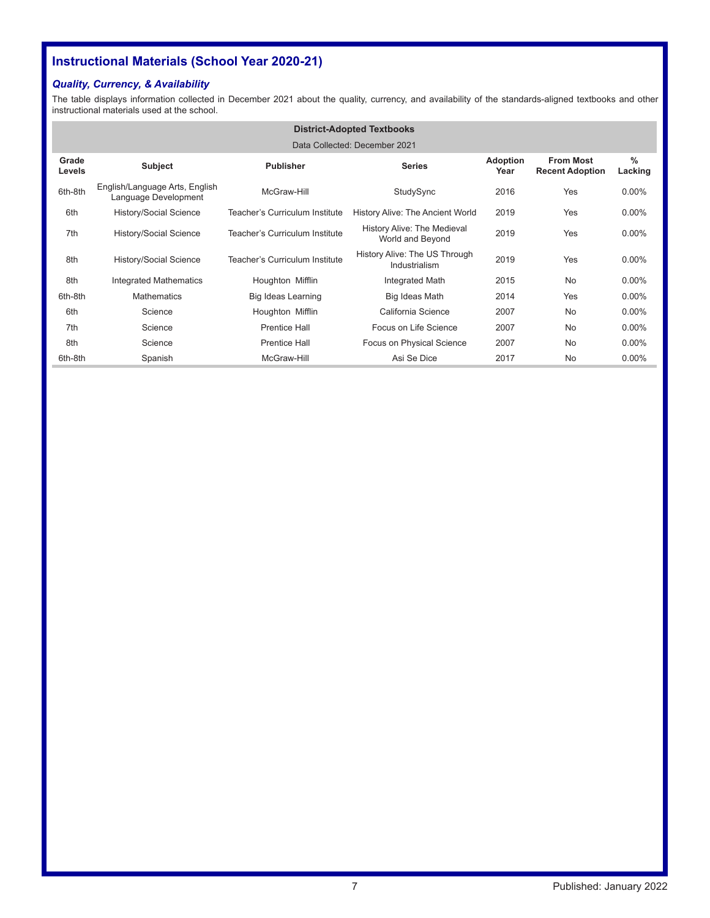## Instructional Materials (School Year 2020-21)

### *Quality, Currency, & Availability*

The table displays information collected in December 2021 about the quality, currency, and availability of the standards-aligned textbooks and other instructional materials used at the school.

| District-Adopted Textbooks | | | | | | |
|---|---|---|---|---|---|---|
| Data Collected: December 2021 | | | | | | |
| **Grade Levels** | **Subject** | **Publisher** | **Series** | **Adoption Year** | **From Most Recent Adoption** | **% Lacking** |
| 6th-8th | English/Language Arts, English Language Development | McGraw-Hill | StudySync | 2016 | Yes | 0.00% |
| 6th | History/Social Science | Teacher's Curriculum Institute | History Alive: The Ancient World | 2019 | Yes | 0.00% |
| 7th | History/Social Science | Teacher's Curriculum Institute | History Alive: The Medieval World and Beyond | 2019 | Yes | 0.00% |
| 8th | History/Social Science | Teacher's Curriculum Institute | History Alive: The US Through Industrialism | 2019 | Yes | 0.00% |
| 8th | Integrated Mathematics | Houghton Mifflin | Integrated Math | 2015 | No | 0.00% |
| 6th-8th | Mathematics | Big Ideas Learning | Big Ideas Math | 2014 | Yes | 0.00% |
| 6th | Science | Houghton Mifflin | California Science | 2007 | No | 0.00% |
| 7th | Science | Prentice Hall | Focus on Life Science | 2007 | No | 0.00% |
| 8th | Science | Prentice Hall | Focus on Physical Science | 2007 | No | 0.00% |
| 6th-8th | Spanish | McGraw-Hill | Asi Se Dice | 2017 | No | 0.00% |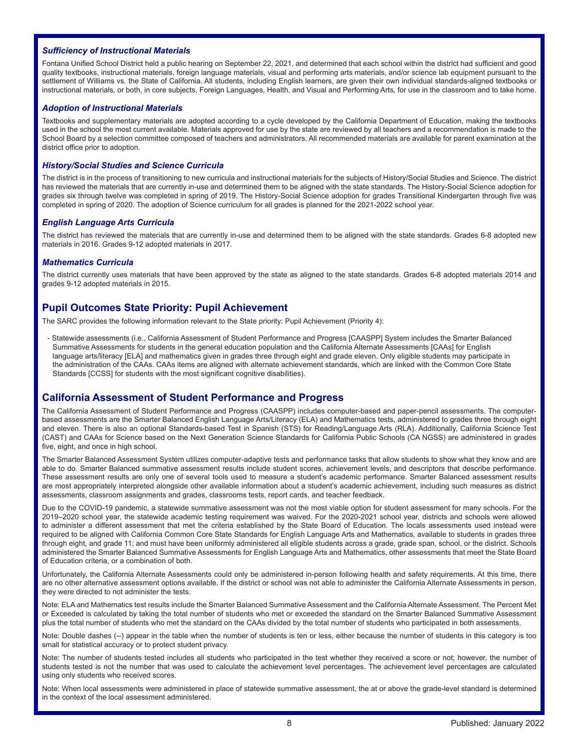### *Sufficiency of Instructional Materials*

Fontana Unified School District held a public hearing on September 22, 2021, and determined that each school within the district had sufficient and good quality textbooks, instructional materials, foreign language materials, visual and performing arts materials, and/or science lab equipment pursuant to the settlement of Williams vs. the State of California. All students, including English learners, are given their own individual standards-aligned textbooks or instructional materials, or both, in core subjects, Foreign Languages, Health, and Visual and Performing Arts, for use in the classroom and to take home.

### *Adoption of Instructional Materials*

Textbooks and supplementary materials are adopted according to a cycle developed by the California Department of Education, making the textbooks used in the school the most current available. Materials approved for use by the state are reviewed by all teachers and a recommendation is made to the School Board by a selection committee composed of teachers and administrators. All recommended materials are available for parent examination at the district office prior to adoption.

### *History/Social Studies and Science Curricula*

The district is in the process of transitioning to new curricula and instructional materials for the subjects of History/Social Studies and Science. The district has reviewed the materials that are currently in-use and determined them to be aligned with the state standards. The History-Social Science adoption for grades six through twelve was completed in spring of 2019. The History-Social Science adoption for grades Transitional Kindergarten through five was completed in spring of 2020. The adoption of Science curriculum for all grades is planned for the 2021-2022 school year.

### *English Language Arts Curricula*

The district has reviewed the materials that are currently in-use and determined them to be aligned with the state standards. Grades 6-8 adopted new materials in 2016. Grades 9-12 adopted materials in 2017.

### *Mathematics Curricula*

The district currently uses materials that have been approved by the state as aligned to the state standards. Grades 6-8 adopted materials 2014 and grades 9-12 adopted materials in 2015.

## Pupil Outcomes State Priority: Pupil Achievement

The SARC provides the following information relevant to the State priority: Pupil Achievement (Priority 4):

- Statewide assessments (i.e., California Assessment of Student Performance and Progress [CAASPP] System includes the Smarter Balanced Summative Assessments for students in the general education population and the California Alternate Assessments [CAAs] for English language arts/literacy [ELA] and mathematics given in grades three through eight and grade eleven. Only eligible students may participate in the administration of the CAAs. CAAs items are aligned with alternate achievement standards, which are linked with the Common Core State Standards [CCSS] for students with the most significant cognitive disabilities).

## California Assessment of Student Performance and Progress

The California Assessment of Student Performance and Progress (CAASPP) includes computer-based and paper-pencil assessments. The computer-based assessments are the Smarter Balanced English Language Arts/Literacy (ELA) and Mathematics tests, administered to grades three through eight and eleven. There is also an optional Standards-based Test in Spanish (STS) for Reading/Language Arts (RLA). Additionally, California Science Test (CAST) and CAAs for Science based on the Next Generation Science Standards for California Public Schools (CA NGSS) are administered in grades five, eight, and once in high school.

The Smarter Balanced Assessment System utilizes computer-adaptive tests and performance tasks that allow students to show what they know and are able to do. Smarter Balanced summative assessment results include student scores, achievement levels, and descriptors that describe performance. These assessment results are only one of several tools used to measure a student's academic performance. Smarter Balanced assessment results are most appropriately interpreted alongside other available information about a student's academic achievement, including such measures as district assessments, classroom assignments and grades, classrooms tests, report cards, and teacher feedback.

Due to the COVID-19 pandemic, a statewide summative assessment was not the most viable option for student assessment for many schools. For the 2019–2020 school year, the statewide academic testing requirement was waived. For the 2020-2021 school year, districts and schools were allowed to administer a different assessment that met the criteria established by the State Board of Education. The locals assessments used instead were required to be aligned with California Common Core State Standards for English Language Arts and Mathematics, available to students in grades three through eight, and grade 11; and must have been uniformly administered all eligible students across a grade, grade span, school, or the district. Schools administered the Smarter Balanced Summative Assessments for English Language Arts and Mathematics, other assessments that meet the State Board of Education criteria, or a combination of both.

Unfortunately, the California Alternate Assessments could only be administered in-person following health and safety requirements. At this time, there are no other alternative assessment options available. If the district or school was not able to administer the California Alternate Assessments in person, they were directed to not administer the tests.

Note: ELA and Mathematics test results include the Smarter Balanced Summative Assessment and the California Alternate Assessment. The Percent Met or Exceeded is calculated by taking the total number of students who met or exceeded the standard on the Smarter Balanced Summative Assessment plus the total number of students who met the standard on the CAAs divided by the total number of students who participated in both assessments.

Note: Double dashes (--) appear in the table when the number of students is ten or less, either because the number of students in this category is too small for statistical accuracy or to protect student privacy.

Note: The number of students tested includes all students who participated in the test whether they received a score or not; however, the number of students tested is not the number that was used to calculate the achievement level percentages. The achievement level percentages are calculated using only students who received scores.

Note: When local assessments were administered in place of statewide summative assessment, the at or above the grade-level standard is determined in the context of the local assessment administered.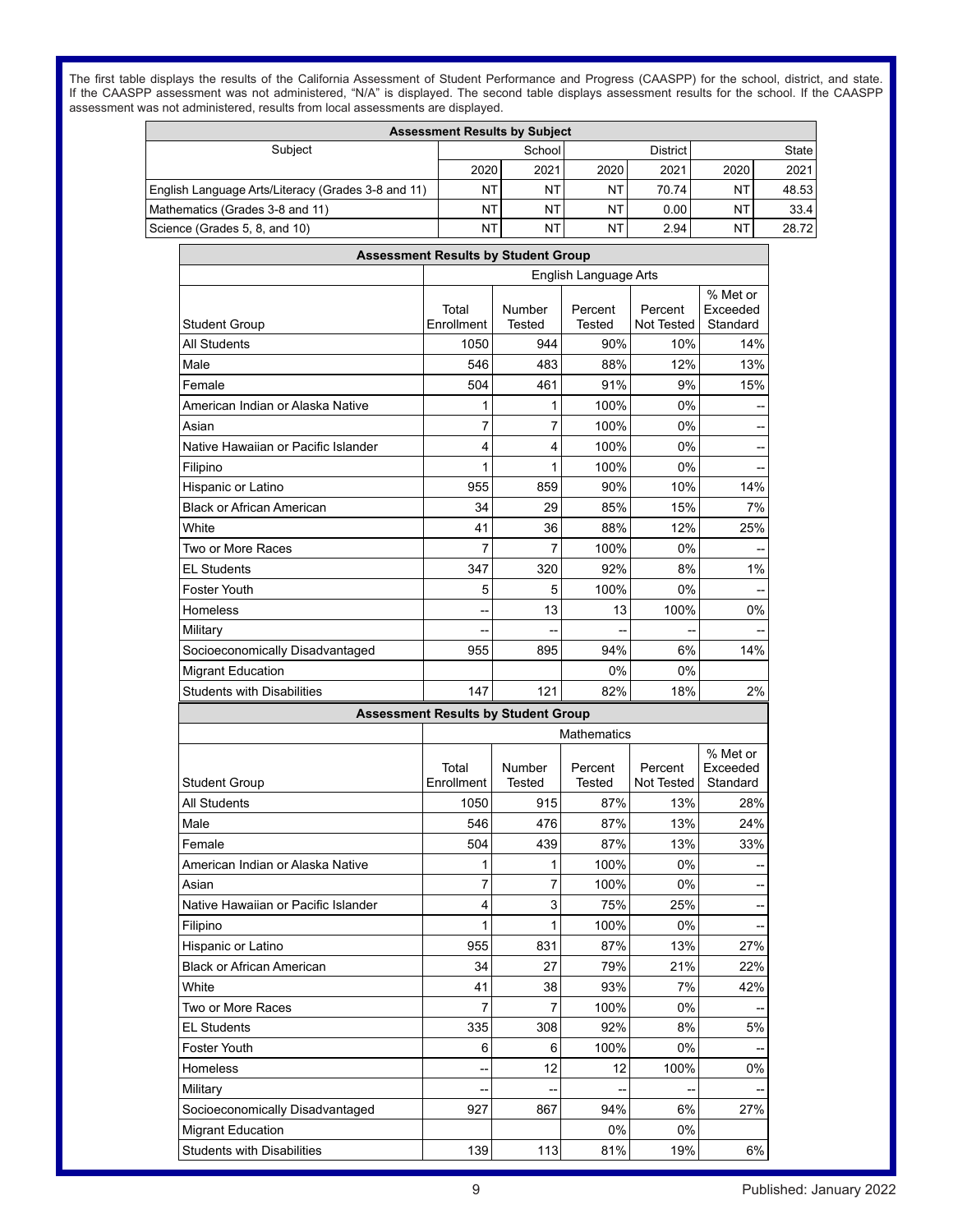The first table displays the results of the California Assessment of Student Performance and Progress (CAASPP) for the school, district, and state. If the CAASPP assessment was not administered, "N/A" is displayed. The second table displays assessment results for the school. If the CAASPP assessment was not administered, results from local assessments are displayed.

| Assessment Results by Subject | | | | | | |
|---|---|---|---|---|---|---|
| Subject | School | | District | | State | |
| | 2020 | 2021 | 2020 | 2021 | 2020 | 2021 |
| English Language Arts/Literacy (Grades 3-8 and 11) | NT | NT | NT | 70.74 | NT | 48.53 |
| Mathematics (Grades 3-8 and 11) | NT | NT | NT | 0.00 | NT | 33.4 |
| Science (Grades 5, 8, and 10) | NT | NT | NT | 2.94 | NT | 28.72 |

| Assessment Results by Student Group | | | | | |
|---|---|---|---|---|---|
| | English Language Arts | | | | |
| Student Group | Total Enrollment | Number Tested | Percent Tested | Percent Not Tested | % Met or Exceeded Standard |
| All Students | 1050 | 944 | 90% | 10% | 14% |
| Male | 546 | 483 | 88% | 12% | 13% |
| Female | 504 | 461 | 91% | 9% | 15% |
| American Indian or Alaska Native | 1 | 1 | 100% | 0% | -- |
| Asian | 7 | 7 | 100% | 0% | -- |
| Native Hawaiian or Pacific Islander | 4 | 4 | 100% | 0% | -- |
| Filipino | 1 | 1 | 100% | 0% | -- |
| Hispanic or Latino | 955 | 859 | 90% | 10% | 14% |
| Black or African American | 34 | 29 | 85% | 15% | 7% |
| White | 41 | 36 | 88% | 12% | 25% |
| Two or More Races | 7 | 7 | 100% | 0% | -- |
| EL Students | 347 | 320 | 92% | 8% | 1% |
| Foster Youth | 5 | 5 | 100% | 0% | -- |
| Homeless | -- | 13 | 13 | 100% | 0% |
| Military | -- | -- | -- | -- | -- |
| Socioeconomically Disadvantaged | 955 | 895 | 94% | 6% | 14% |
| Migrant Education | | | 0% | 0% | |
| Students with Disabilities | 147 | 121 | 82% | 18% | 2% |

| Assessment Results by Student Group | | | | | |
|---|---|---|---|---|---|
| | Mathematics | | | | |
| Student Group | Total Enrollment | Number Tested | Percent Tested | Percent Not Tested | % Met or Exceeded Standard |
| All Students | 1050 | 915 | 87% | 13% | 28% |
| Male | 546 | 476 | 87% | 13% | 24% |
| Female | 504 | 439 | 87% | 13% | 33% |
| American Indian or Alaska Native | 1 | 1 | 100% | 0% | -- |
| Asian | 7 | 7 | 100% | 0% | -- |
| Native Hawaiian or Pacific Islander | 4 | 3 | 75% | 25% | -- |
| Filipino | 1 | 1 | 100% | 0% | -- |
| Hispanic or Latino | 955 | 831 | 87% | 13% | 27% |
| Black or African American | 34 | 27 | 79% | 21% | 22% |
| White | 41 | 38 | 93% | 7% | 42% |
| Two or More Races | 7 | 7 | 100% | 0% | -- |
| EL Students | 335 | 308 | 92% | 8% | 5% |
| Foster Youth | 6 | 6 | 100% | 0% | -- |
| Homeless | -- | 12 | 12 | 100% | 0% |
| Military | -- | -- | -- | -- | -- |
| Socioeconomically Disadvantaged | 927 | 867 | 94% | 6% | 27% |
| Migrant Education | | | 0% | 0% | |
| Students with Disabilities | 139 | 113 | 81% | 19% | 6% |

Published: January 2022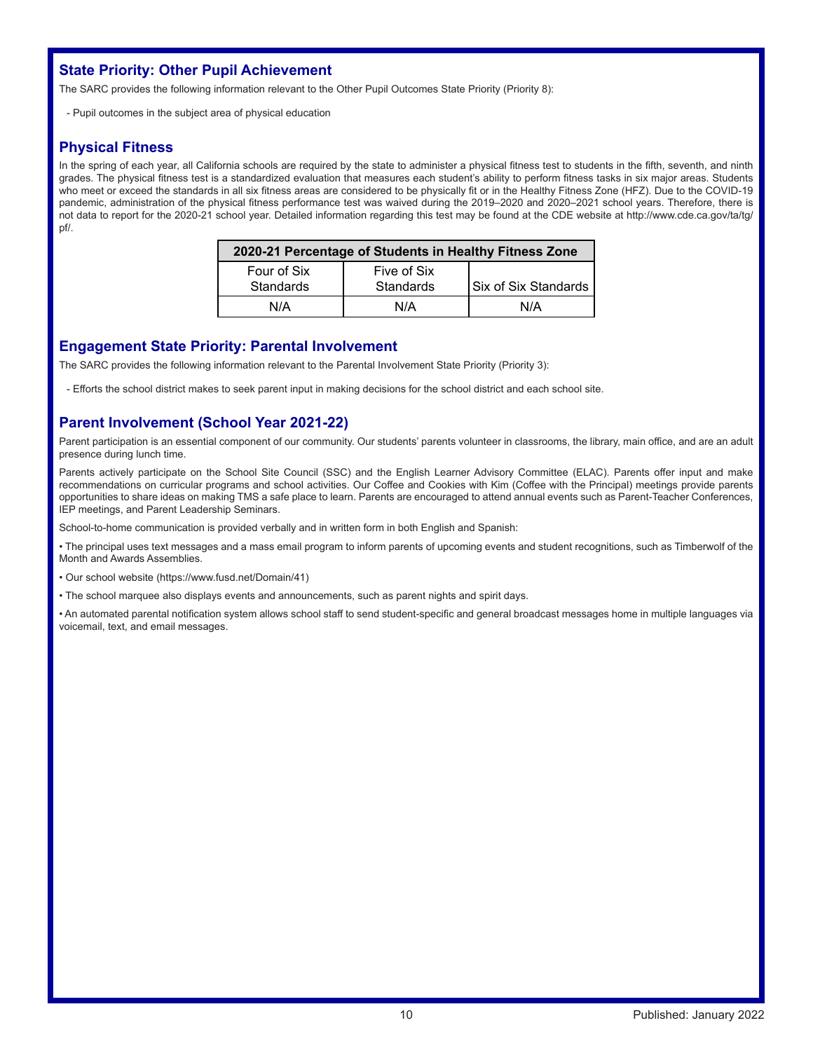## State Priority: Other Pupil Achievement

The SARC provides the following information relevant to the Other Pupil Outcomes State Priority (Priority 8):

- Pupil outcomes in the subject area of physical education

## Physical Fitness

In the spring of each year, all California schools are required by the state to administer a physical fitness test to students in the fifth, seventh, and ninth grades. The physical fitness test is a standardized evaluation that measures each student's ability to perform fitness tasks in six major areas. Students who meet or exceed the standards in all six fitness areas are considered to be physically fit or in the Healthy Fitness Zone (HFZ). Due to the COVID-19 pandemic, administration of the physical fitness performance test was waived during the 2019–2020 and 2020–2021 school years. Therefore, there is not data to report for the 2020-21 school year. Detailed information regarding this test may be found at the CDE website at http://www.cde.ca.gov/ta/tg/pf/.

| 2020-21 Percentage of Students in Healthy Fitness Zone | | |
|---|---|---|
| Four of Six Standards | Five of Six Standards | Six of Six Standards |
| N/A | N/A | N/A |

## Engagement State Priority: Parental Involvement

The SARC provides the following information relevant to the Parental Involvement State Priority (Priority 3):

- Efforts the school district makes to seek parent input in making decisions for the school district and each school site.

## Parent Involvement (School Year 2021-22)

Parent participation is an essential component of our community. Our students' parents volunteer in classrooms, the library, main office, and are an adult presence during lunch time.

Parents actively participate on the School Site Council (SSC) and the English Learner Advisory Committee (ELAC). Parents offer input and make recommendations on curricular programs and school activities. Our Coffee and Cookies with Kim (Coffee with the Principal) meetings provide parents opportunities to share ideas on making TMS a safe place to learn. Parents are encouraged to attend annual events such as Parent-Teacher Conferences, IEP meetings, and Parent Leadership Seminars.

School-to-home communication is provided verbally and in written form in both English and Spanish:

• The principal uses text messages and a mass email program to inform parents of upcoming events and student recognitions, such as Timberwolf of the Month and Awards Assemblies.

• Our school website (https://www.fusd.net/Domain/41)

• The school marquee also displays events and announcements, such as parent nights and spirit days.

• An automated parental notification system allows school staff to send student-specific and general broadcast messages home in multiple languages via voicemail, text, and email messages.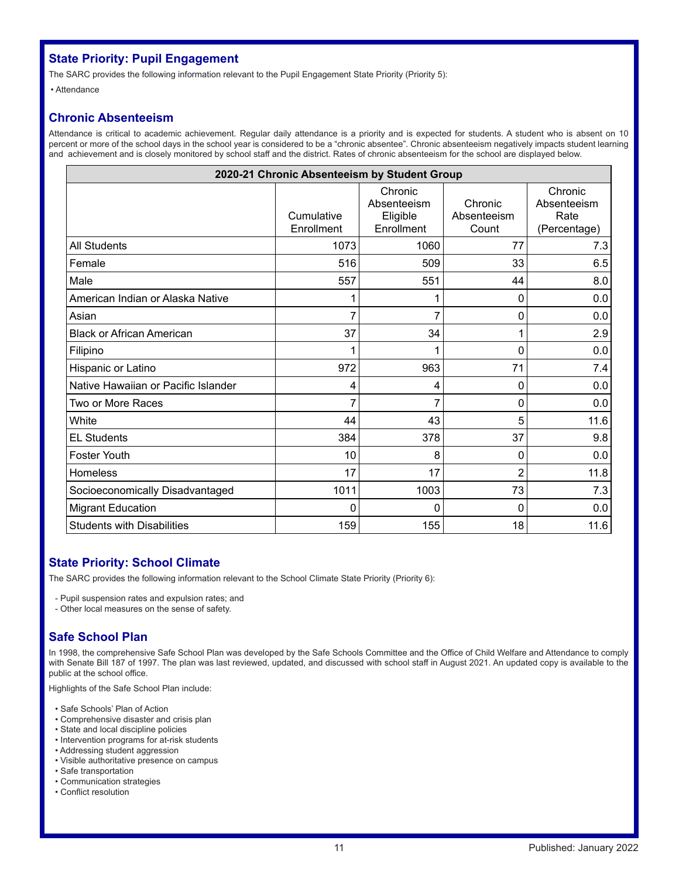## State Priority: Pupil Engagement

The SARC provides the following information relevant to the Pupil Engagement State Priority (Priority 5):

- Attendance

## Chronic Absenteeism

Attendance is critical to academic achievement. Regular daily attendance is a priority and is expected for students. A student who is absent on 10 percent or more of the school days in the school year is considered to be a “chronic absentee”. Chronic absenteeism negatively impacts student learning and achievement and is closely monitored by school staff and the district. Rates of chronic absenteeism for the school are displayed below.

| 2020-21 Chronic Absenteeism by Student Group | | | | |
|---|---|---|---|---|
| | Cumulative Enrollment | Chronic Absenteeism Eligible Enrollment | Chronic Absenteeism Count | Chronic Absenteeism Rate (Percentage) |
| All Students | 1073 | 1060 | 77 | 7.3 |
| Female | 516 | 509 | 33 | 6.5 |
| Male | 557 | 551 | 44 | 8.0 |
| American Indian or Alaska Native | 1 | 1 | 0 | 0.0 |
| Asian | 7 | 7 | 0 | 0.0 |
| Black or African American | 37 | 34 | 1 | 2.9 |
| Filipino | 1 | 1 | 0 | 0.0 |
| Hispanic or Latino | 972 | 963 | 71 | 7.4 |
| Native Hawaiian or Pacific Islander | 4 | 4 | 0 | 0.0 |
| Two or More Races | 7 | 7 | 0 | 0.0 |
| White | 44 | 43 | 5 | 11.6 |
| EL Students | 384 | 378 | 37 | 9.8 |
| Foster Youth | 10 | 8 | 0 | 0.0 |
| Homeless | 17 | 17 | 2 | 11.8 |
| Socioeconomically Disadvantaged | 1011 | 1003 | 73 | 7.3 |
| Migrant Education | 0 | 0 | 0 | 0.0 |
| Students with Disabilities | 159 | 155 | 18 | 11.6 |

## State Priority: School Climate

The SARC provides the following information relevant to the School Climate State Priority (Priority 6):

- Pupil suspension rates and expulsion rates; and
- Other local measures on the sense of safety.

## Safe School Plan

In 1998, the comprehensive Safe School Plan was developed by the Safe Schools Committee and the Office of Child Welfare and Attendance to comply with Senate Bill 187 of 1997. The plan was last reviewed, updated, and discussed with school staff in August 2021. An updated copy is available to the public at the school office.

Highlights of the Safe School Plan include:

- Safe Schools’ Plan of Action
- Comprehensive disaster and crisis plan
- State and local discipline policies
- Intervention programs for at-risk students
- Addressing student aggression
- Visible authoritative presence on campus
- Safe transportation
- Communication strategies
- Conflict resolution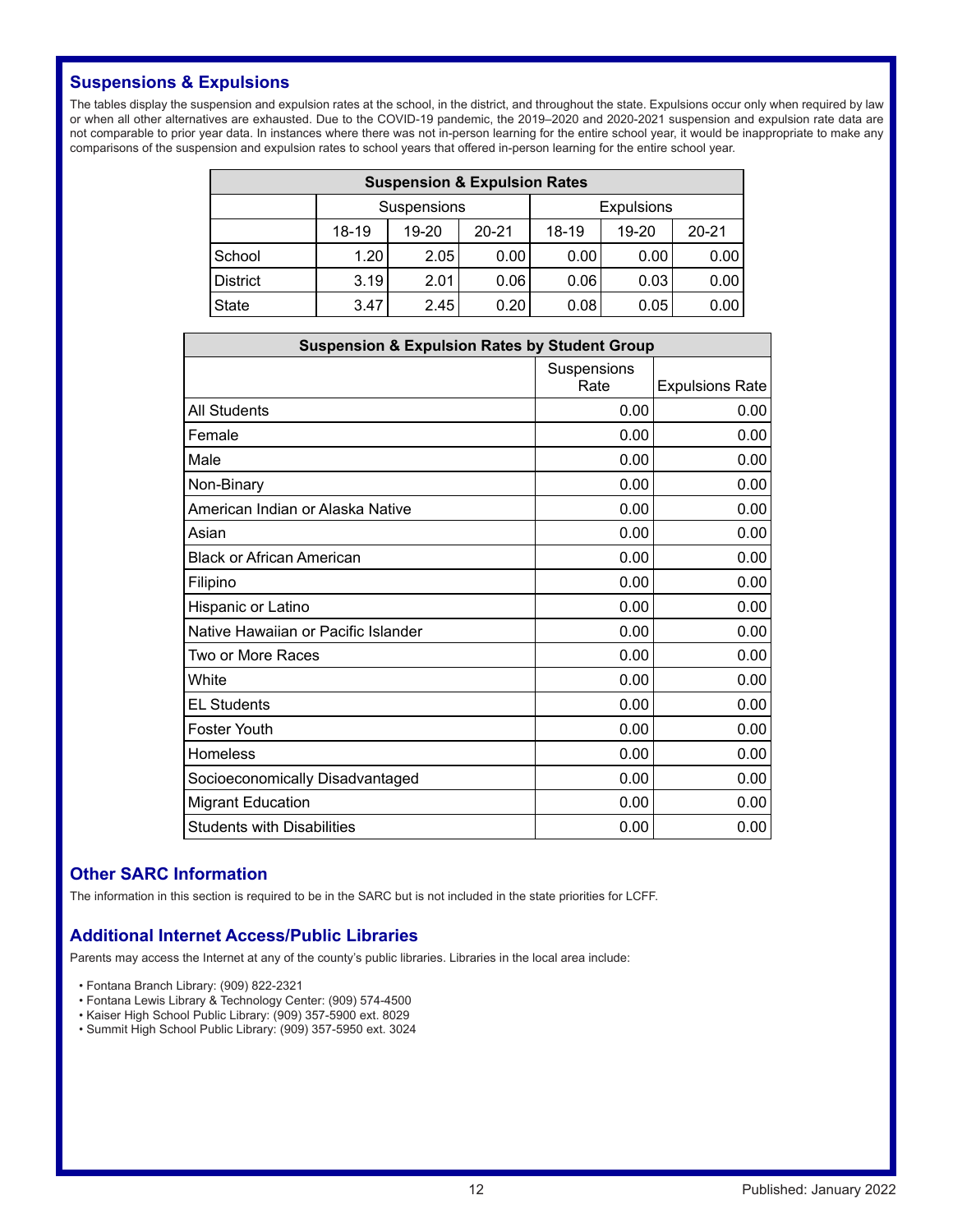## Suspensions & Expulsions

The tables display the suspension and expulsion rates at the school, in the district, and throughout the state. Expulsions occur only when required by law or when all other alternatives are exhausted. Due to the COVID-19 pandemic, the 2019–2020 and 2020-2021 suspension and expulsion rate data are not comparable to prior year data. In instances where there was not in-person learning for the entire school year, it would be inappropriate to make any comparisons of the suspension and expulsion rates to school years that offered in-person learning for the entire school year.

| Suspension & Expulsion Rates | | | | | | |
|---|---|---|---|---|---|---|
| | Suspensions | | | Expulsions | | |
| | 18-19 | 19-20 | 20-21 | 18-19 | 19-20 | 20-21 |
| School | 1.20 | 2.05 | 0.00 | 0.00 | 0.00 | 0.00 |
| District | 3.19 | 2.01 | 0.06 | 0.06 | 0.03 | 0.00 |
| State | 3.47 | 2.45 | 0.20 | 0.08 | 0.05 | 0.00 |

| Suspension & Expulsion Rates by Student Group | | |
|---|---|---|
| | Suspensions Rate | Expulsions Rate |
| All Students | 0.00 | 0.00 |
| Female | 0.00 | 0.00 |
| Male | 0.00 | 0.00 |
| Non-Binary | 0.00 | 0.00 |
| American Indian or Alaska Native | 0.00 | 0.00 |
| Asian | 0.00 | 0.00 |
| Black or African American | 0.00 | 0.00 |
| Filipino | 0.00 | 0.00 |
| Hispanic or Latino | 0.00 | 0.00 |
| Native Hawaiian or Pacific Islander | 0.00 | 0.00 |
| Two or More Races | 0.00 | 0.00 |
| White | 0.00 | 0.00 |
| EL Students | 0.00 | 0.00 |
| Foster Youth | 0.00 | 0.00 |
| Homeless | 0.00 | 0.00 |
| Socioeconomically Disadvantaged | 0.00 | 0.00 |
| Migrant Education | 0.00 | 0.00 |
| Students with Disabilities | 0.00 | 0.00 |

## Other SARC Information

The information in this section is required to be in the SARC but is not included in the state priorities for LCFF.

## Additional Internet Access/Public Libraries

Parents may access the Internet at any of the county's public libraries. Libraries in the local area include:

- Fontana Branch Library: (909) 822-2321
- Fontana Lewis Library & Technology Center: (909) 574-4500
- Kaiser High School Public Library: (909) 357-5900 ext. 8029
- Summit High School Public Library: (909) 357-5950 ext. 3024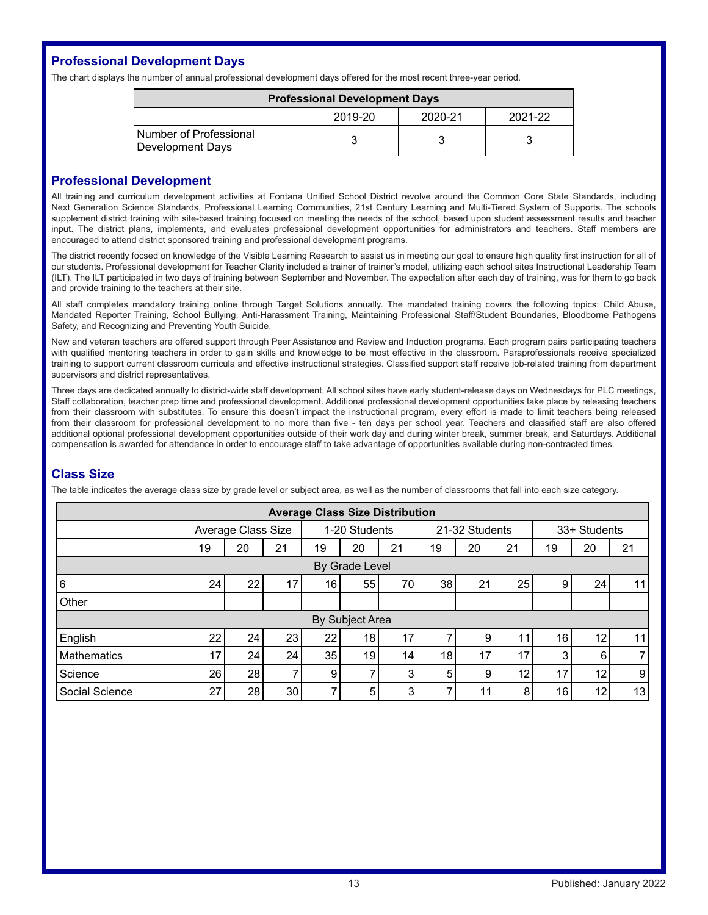## Professional Development Days

The chart displays the number of annual professional development days offered for the most recent three-year period.

| Professional Development Days | | | |
|---|---|---|---|
| | 2019-20 | 2020-21 | 2021-22 |
| Number of Professional Development Days | 3 | 3 | 3 |

## Professional Development

All training and curriculum development activities at Fontana Unified School District revolve around the Common Core State Standards, including Next Generation Science Standards, Professional Learning Communities, 21st Century Learning and Multi-Tiered System of Supports. The schools supplement district training with site-based training focused on meeting the needs of the school, based upon student assessment results and teacher input. The district plans, implements, and evaluates professional development opportunities for administrators and teachers. Staff members are encouraged to attend district sponsored training and professional development programs.

The district recently focsed on knowledge of the Visible Learning Research to assist us in meeting our goal to ensure high quality first instruction for all of our students. Professional development for Teacher Clarity included a trainer of trainer's model, utilizing each school sites Instructional Leadership Team (ILT). The ILT participated in two days of training between September and November. The expectation after each day of training, was for them to go back and provide training to the teachers at their site.

All staff completes mandatory training online through Target Solutions annually. The mandated training covers the following topics: Child Abuse, Mandated Reporter Training, School Bullying, Anti-Harassment Training, Maintaining Professional Staff/Student Boundaries, Bloodborne Pathogens Safety, and Recognizing and Preventing Youth Suicide.

New and veteran teachers are offered support through Peer Assistance and Review and Induction programs. Each program pairs participating teachers with qualified mentoring teachers in order to gain skills and knowledge to be most effective in the classroom. Paraprofessionals receive specialized training to support current classroom curricula and effective instructional strategies. Classified support staff receive job-related training from department supervisors and district representatives.

Three days are dedicated annually to district-wide staff development. All school sites have early student-release days on Wednesdays for PLC meetings, Staff collaboration, teacher prep time and professional development. Additional professional development opportunities take place by releasing teachers from their classroom with substitutes. To ensure this doesn't impact the instructional program, every effort is made to limit teachers being released from their classroom for professional development to no more than five - ten days per school year. Teachers and classified staff are also offered additional optional professional development opportunities outside of their work day and during winter break, summer break, and Saturdays. Additional compensation is awarded for attendance in order to encourage staff to take advantage of opportunities available during non-contracted times.

## Class Size

The table indicates the average class size by grade level or subject area, as well as the number of classrooms that fall into each size category.

| Average Class Size Distribution | | | | | | | | | | | | |
|---|---|---|---|---|---|---|---|---|---|---|---|---|
| | Average Class Size | | | 1-20 Students | | | 21-32 Students | | | 33+ Students | | |
| | 19 | 20 | 21 | 19 | 20 | 21 | 19 | 20 | 21 | 19 | 20 | 21 |
| By Grade Level | | | | | | | | | | | | |
| 6 | 24 | 22 | 17 | 16 | 55 | 70 | 38 | 21 | 25 | 9 | 24 | 11 |
| Other | | | | | | | | | | | | |
| By Subject Area | | | | | | | | | | | | |
| English | 22 | 24 | 23 | 22 | 18 | 17 | 7 | 9 | 11 | 16 | 12 | 11 |
| Mathematics | 17 | 24 | 24 | 35 | 19 | 14 | 18 | 17 | 17 | 3 | 6 | 7 |
| Science | 26 | 28 | 7 | 9 | 7 | 3 | 5 | 9 | 12 | 17 | 12 | 9 |
| Social Science | 27 | 28 | 30 | 7 | 5 | 3 | 7 | 11 | 8 | 16 | 12 | 13 |

Published: January 2022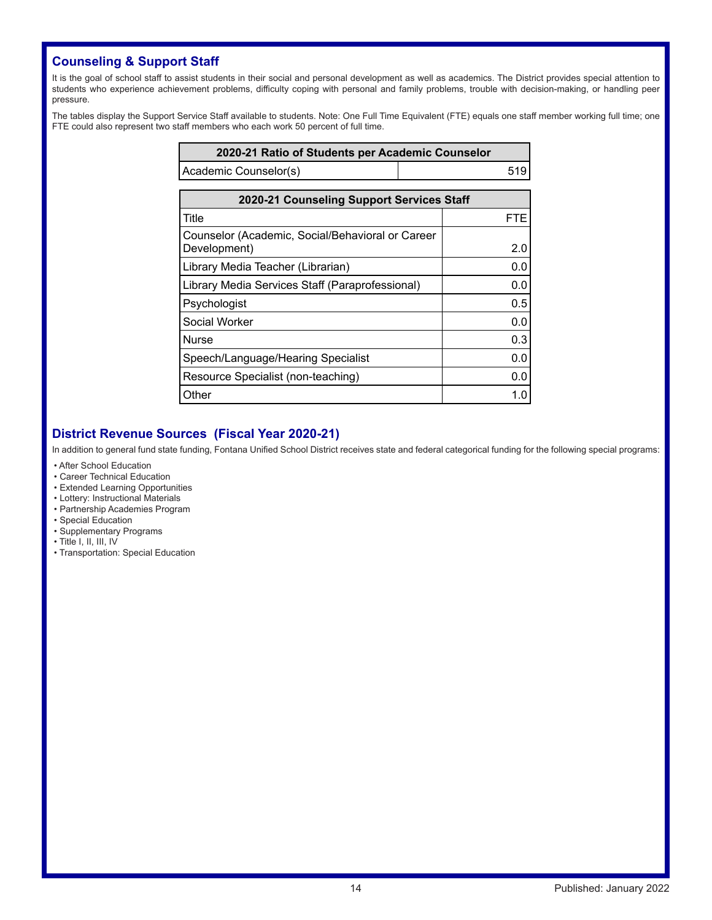## Counseling & Support Staff

It is the goal of school staff to assist students in their social and personal development as well as academics. The District provides special attention to students who experience achievement problems, difficulty coping with personal and family problems, trouble with decision-making, or handling peer pressure.

The tables display the Support Service Staff available to students. Note: One Full Time Equivalent (FTE) equals one staff member working full time; one FTE could also represent two staff members who each work 50 percent of full time.

| 2020-21 Ratio of Students per Academic Counselor | |
|---|---|
| Academic Counselor(s) | 519 |

| 2020-21 Counseling Support Services Staff | |
|---|---|
| Title | FTE |
| Counselor (Academic, Social/Behavioral or Career Development) | 2.0 |
| Library Media Teacher (Librarian) | 0.0 |
| Library Media Services Staff (Paraprofessional) | 0.0 |
| Psychologist | 0.5 |
| Social Worker | 0.0 |
| Nurse | 0.3 |
| Speech/Language/Hearing Specialist | 0.0 |
| Resource Specialist (non-teaching) | 0.0 |
| Other | 1.0 |

## District Revenue Sources (Fiscal Year 2020-21)

In addition to general fund state funding, Fontana Unified School District receives state and federal categorical funding for the following special programs:

- After School Education
- Career Technical Education
- Extended Learning Opportunities
- Lottery: Instructional Materials
- Partnership Academies Program
- Special Education
- Supplementary Programs
- Title I, II, III, IV
- Transportation: Special Education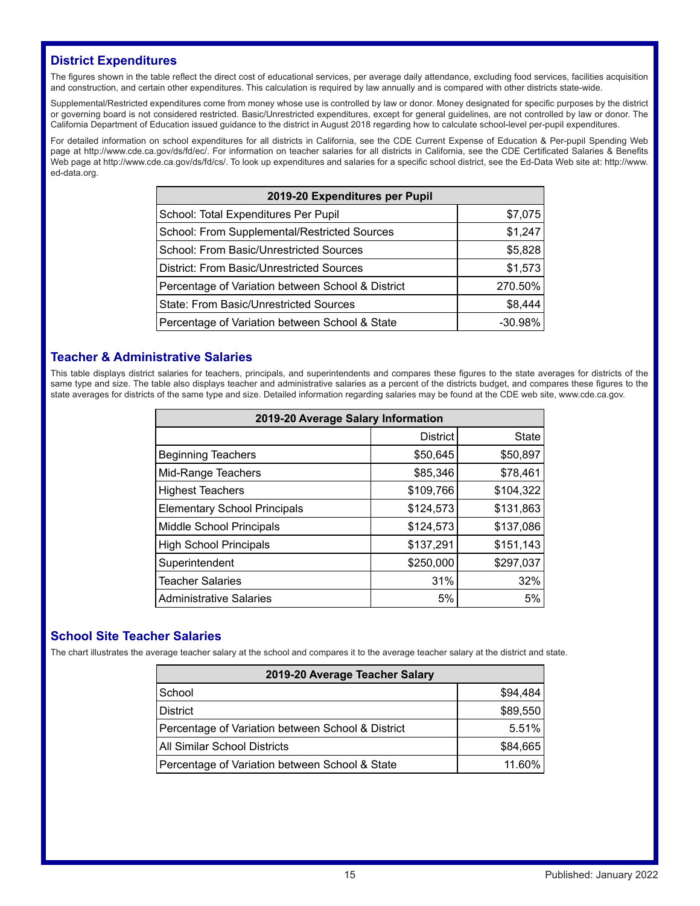## District Expenditures

The figures shown in the table reflect the direct cost of educational services, per average daily attendance, excluding food services, facilities acquisition and construction, and certain other expenditures. This calculation is required by law annually and is compared with other districts state-wide.

Supplemental/Restricted expenditures come from money whose use is controlled by law or donor. Money designated for specific purposes by the district or governing board is not considered restricted. Basic/Unrestricted expenditures, except for general guidelines, are not controlled by law or donor. The California Department of Education issued guidance to the district in August 2018 regarding how to calculate school-level per-pupil expenditures.

For detailed information on school expenditures for all districts in California, see the CDE Current Expense of Education & Per-pupil Spending Web page at http://www.cde.ca.gov/ds/fd/ec/. For information on teacher salaries for all districts in California, see the CDE Certificated Salaries & Benefits Web page at http://www.cde.ca.gov/ds/fd/cs/. To look up expenditures and salaries for a specific school district, see the Ed-Data Web site at: http://www.ed-data.org.

| 2019-20 Expenditures per Pupil | |
|---|---|
| School: Total Expenditures Per Pupil | $7,075 |
| School: From Supplemental/Restricted Sources | $1,247 |
| School: From Basic/Unrestricted Sources | $5,828 |
| District: From Basic/Unrestricted Sources | $1,573 |
| Percentage of Variation between School & District | 270.50% |
| State: From Basic/Unrestricted Sources | $8,444 |
| Percentage of Variation between School & State | -30.98% |

## Teacher & Administrative Salaries

This table displays district salaries for teachers, principals, and superintendents and compares these figures to the state averages for districts of the same type and size. The table also displays teacher and administrative salaries as a percent of the districts budget, and compares these figures to the state averages for districts of the same type and size. Detailed information regarding salaries may be found at the CDE web site, www.cde.ca.gov.

| 2019-20 Average Salary Information | | |
|---|---|---|
| | District | State |
| Beginning Teachers | $50,645 | $50,897 |
| Mid-Range Teachers | $85,346 | $78,461 |
| Highest Teachers | $109,766 | $104,322 |
| Elementary School Principals | $124,573 | $131,863 |
| Middle School Principals | $124,573 | $137,086 |
| High School Principals | $137,291 | $151,143 |
| Superintendent | $250,000 | $297,037 |
| Teacher Salaries | 31% | 32% |
| Administrative Salaries | 5% | 5% |

## School Site Teacher Salaries

The chart illustrates the average teacher salary at the school and compares it to the average teacher salary at the district and state.

| 2019-20 Average Teacher Salary | |
|---|---|
| School | $94,484 |
| District | $89,550 |
| Percentage of Variation between School & District | 5.51% |
| All Similar School Districts | $84,665 |
| Percentage of Variation between School & State | 11.60% |

Published: January 2022